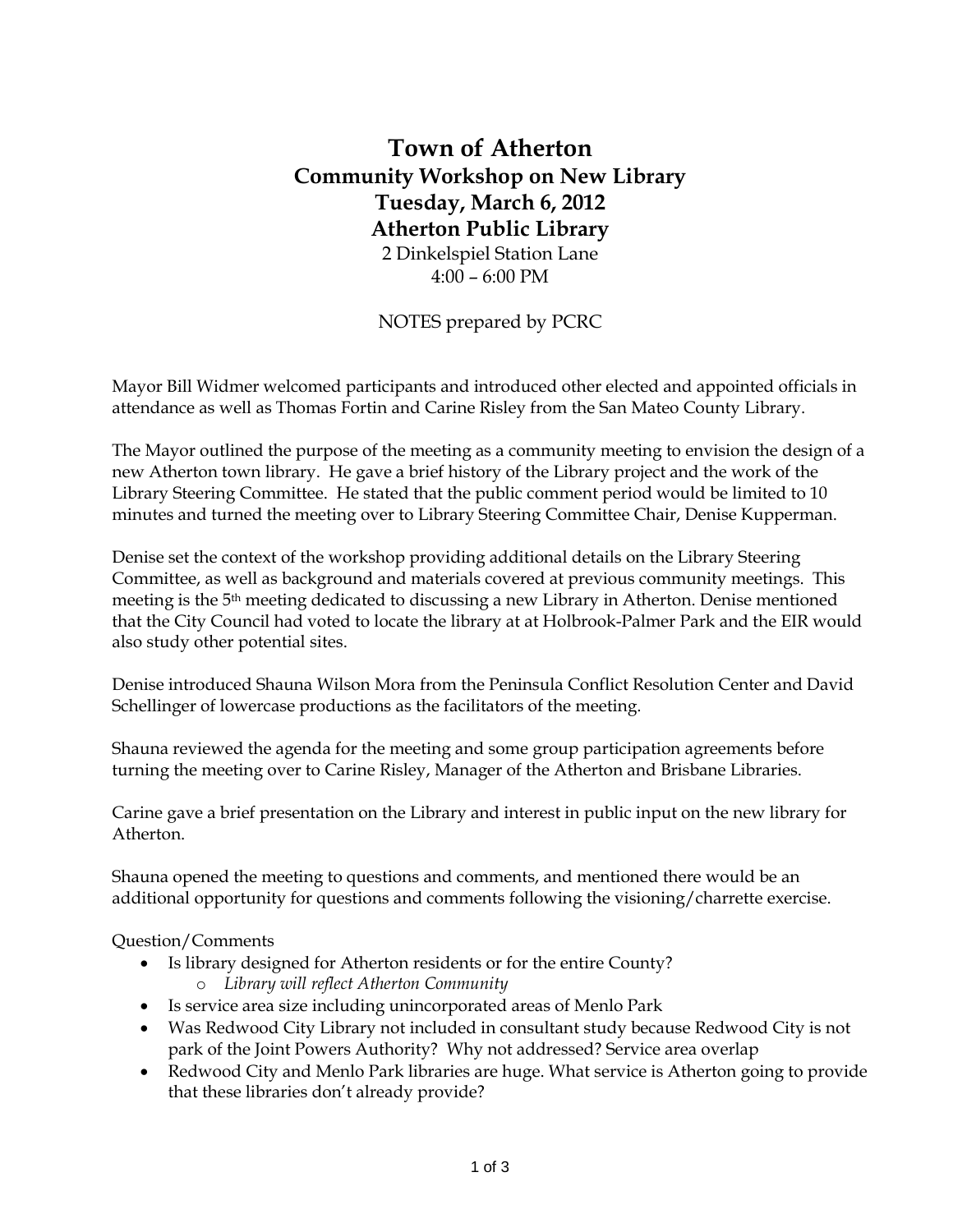# Town of Atherton

## Community Workshop on New Library

## Tuesday, March 6, 2012

## Atherton Public Library

2 Dinkelspiel Station Lane
4:00 – 6:00 PM

NOTES prepared by PCRC

Mayor Bill Widmer welcomed participants and introduced other elected and appointed officials in attendance as well as Thomas Fortin and Carine Risley from the San Mateo County Library.

The Mayor outlined the purpose of the meeting as a community meeting to envision the design of a new Atherton town library. He gave a brief history of the Library project and the work of the Library Steering Committee. He stated that the public comment period would be limited to 10 minutes and turned the meeting over to Library Steering Committee Chair, Denise Kupperman.

Denise set the context of the workshop providing additional details on the Library Steering Committee, as well as background and materials covered at previous community meetings. This meeting is the 5th meeting dedicated to discussing a new Library in Atherton. Denise mentioned that the City Council had voted to locate the library at at Holbrook-Palmer Park and the EIR would also study other potential sites.

Denise introduced Shauna Wilson Mora from the Peninsula Conflict Resolution Center and David Schellinger of lowercase productions as the facilitators of the meeting.

Shauna reviewed the agenda for the meeting and some group participation agreements before turning the meeting over to Carine Risley, Manager of the Atherton and Brisbane Libraries.

Carine gave a brief presentation on the Library and interest in public input on the new library for Atherton.

Shauna opened the meeting to questions and comments, and mentioned there would be an additional opportunity for questions and comments following the visioning/charrette exercise.

Question/Comments

- Is library designed for Atherton residents or for the entire County?
  - *Library will reflect Atherton Community*
- Is service area size including unincorporated areas of Menlo Park
- Was Redwood City Library not included in consultant study because Redwood City is not park of the Joint Powers Authority? Why not addressed? Service area overlap
- Redwood City and Menlo Park libraries are huge. What service is Atherton going to provide that these libraries don't already provide?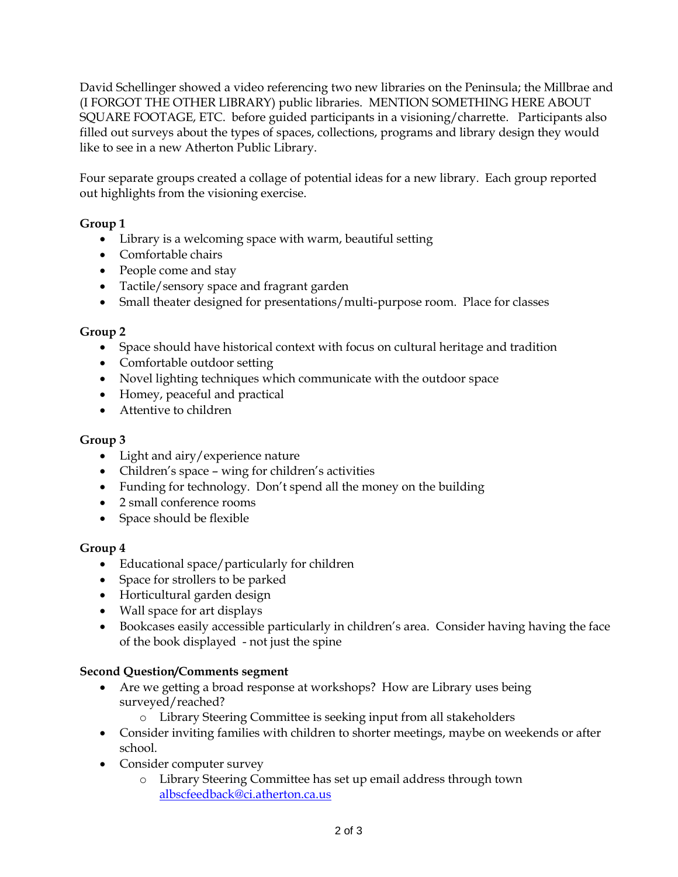David Schellinger showed a video referencing two new libraries on the Peninsula; the Millbrae and (I FORGOT THE OTHER LIBRARY) public libraries. MENTION SOMETHING HERE ABOUT SQUARE FOOTAGE, ETC. before guided participants in a visioning/charrette. Participants also filled out surveys about the types of spaces, collections, programs and library design they would like to see in a new Atherton Public Library.

Four separate groups created a collage of potential ideas for a new library. Each group reported out highlights from the visioning exercise.

**Group 1**

- Library is a welcoming space with warm, beautiful setting
- Comfortable chairs
- People come and stay
- Tactile/sensory space and fragrant garden
- Small theater designed for presentations/multi-purpose room. Place for classes

**Group 2**

- Space should have historical context with focus on cultural heritage and tradition
- Comfortable outdoor setting
- Novel lighting techniques which communicate with the outdoor space
- Homey, peaceful and practical
- Attentive to children

**Group 3**

- Light and airy/experience nature
- Children's space – wing for children's activities
- Funding for technology. Don't spend all the money on the building
- 2 small conference rooms
- Space should be flexible

**Group 4**

- Educational space/particularly for children
- Space for strollers to be parked
- Horticultural garden design
- Wall space for art displays
- Bookcases easily accessible particularly in children's area. Consider having having the face of the book displayed - not just the spine

**Second Question/Comments segment**

- Are we getting a broad response at workshops? How are Library uses being surveyed/reached?
    - Library Steering Committee is seeking input from all stakeholders
- Consider inviting families with children to shorter meetings, maybe on weekends or after school.
- Consider computer survey
    - Library Steering Committee has set up email address through town albscfeedback@ci.atherton.ca.us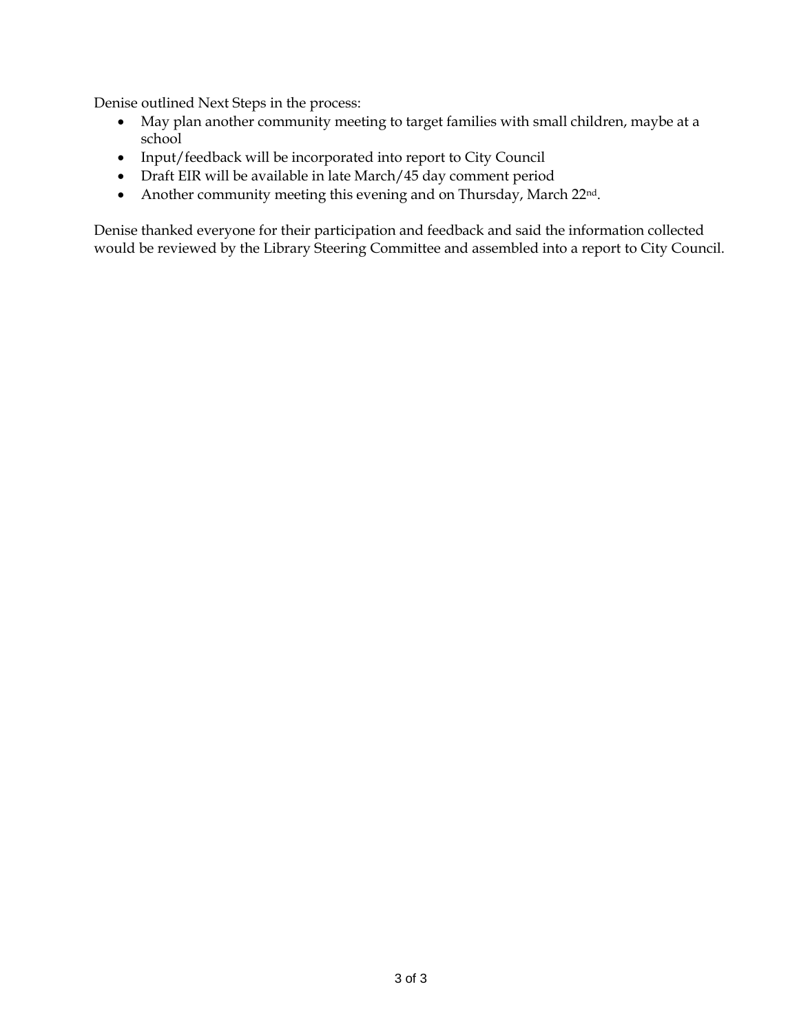Denise outlined Next Steps in the process:

- May plan another community meeting to target families with small children, maybe at a school
- Input/feedback will be incorporated into report to City Council
- Draft EIR will be available in late March/45 day comment period
- Another community meeting this evening and on Thursday, March 22nd.

Denise thanked everyone for their participation and feedback and said the information collected would be reviewed by the Library Steering Committee and assembled into a report to City Council.